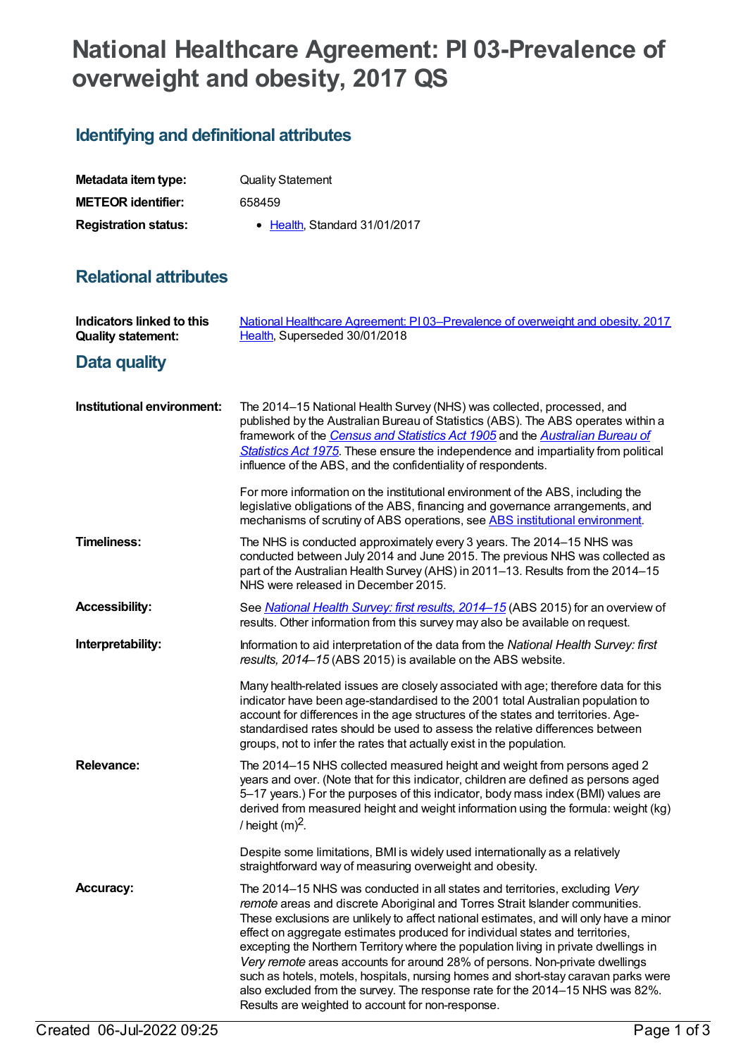# National Healthcare Agreement: PI 03-Prevalence of overweight and obesity, 2017 QS

## Identifying and definitional attributes

| | |
|---|---|
| **Metadata item type:** | Quality Statement |
| **METEOR identifier:** | 658459 |
| **Registration status:** | • Health, Standard 31/01/2017 |

## Relational attributes

| | |
|---|---|
| **Indicators linked to this Quality statement:** | National Healthcare Agreement: PI 03–Prevalence of overweight and obesity, 2017 Health, Superseded 30/01/2018 |

## Data quality

**Institutional environment:**

The 2014–15 National Health Survey (NHS) was collected, processed, and published by the Australian Bureau of Statistics (ABS). The ABS operates within a framework of the *Census and Statistics Act 1905* and the *Australian Bureau of Statistics Act 1975*. These ensure the independence and impartiality from political influence of the ABS, and the confidentiality of respondents.

For more information on the institutional environment of the ABS, including the legislative obligations of the ABS, financing and governance arrangements, and mechanisms of scrutiny of ABS operations, see ABS institutional environment.

**Timeliness:**

The NHS is conducted approximately every 3 years. The 2014–15 NHS was conducted between July 2014 and June 2015. The previous NHS was collected as part of the Australian Health Survey (AHS) in 2011–13. Results from the 2014–15 NHS were released in December 2015.

**Accessibility:**

See *National Health Survey: first results, 2014–15* (ABS 2015) for an overview of results. Other information from this survey may also be available on request.

**Interpretability:**

Information to aid interpretation of the data from the *National Health Survey: first results, 2014–15* (ABS 2015) is available on the ABS website.

Many health-related issues are closely associated with age; therefore data for this indicator have been age-standardised to the 2001 total Australian population to account for differences in the age structures of the states and territories. Age-standardised rates should be used to assess the relative differences between groups, not to infer the rates that actually exist in the population.

**Relevance:**

The 2014–15 NHS collected measured height and weight from persons aged 2 years and over. (Note that for this indicator, children are defined as persons aged 5–17 years.) For the purposes of this indicator, body mass index (BMI) values are derived from measured height and weight information using the formula: weight (kg) / height $(m)^2$.

Despite some limitations, BMI is widely used internationally as a relatively straightforward way of measuring overweight and obesity.

**Accuracy:**

The 2014–15 NHS was conducted in all states and territories, excluding *Very remote* areas and discrete Aboriginal and Torres Strait Islander communities. These exclusions are unlikely to affect national estimates, and will only have a minor effect on aggregate estimates produced for individual states and territories, excepting the Northern Territory where the population living in private dwellings in *Very remote* areas accounts for around 28% of persons. Non-private dwellings such as hotels, motels, hospitals, nursing homes and short-stay caravan parks were also excluded from the survey. The response rate for the 2014–15 NHS was 82%. Results are weighted to account for non-response.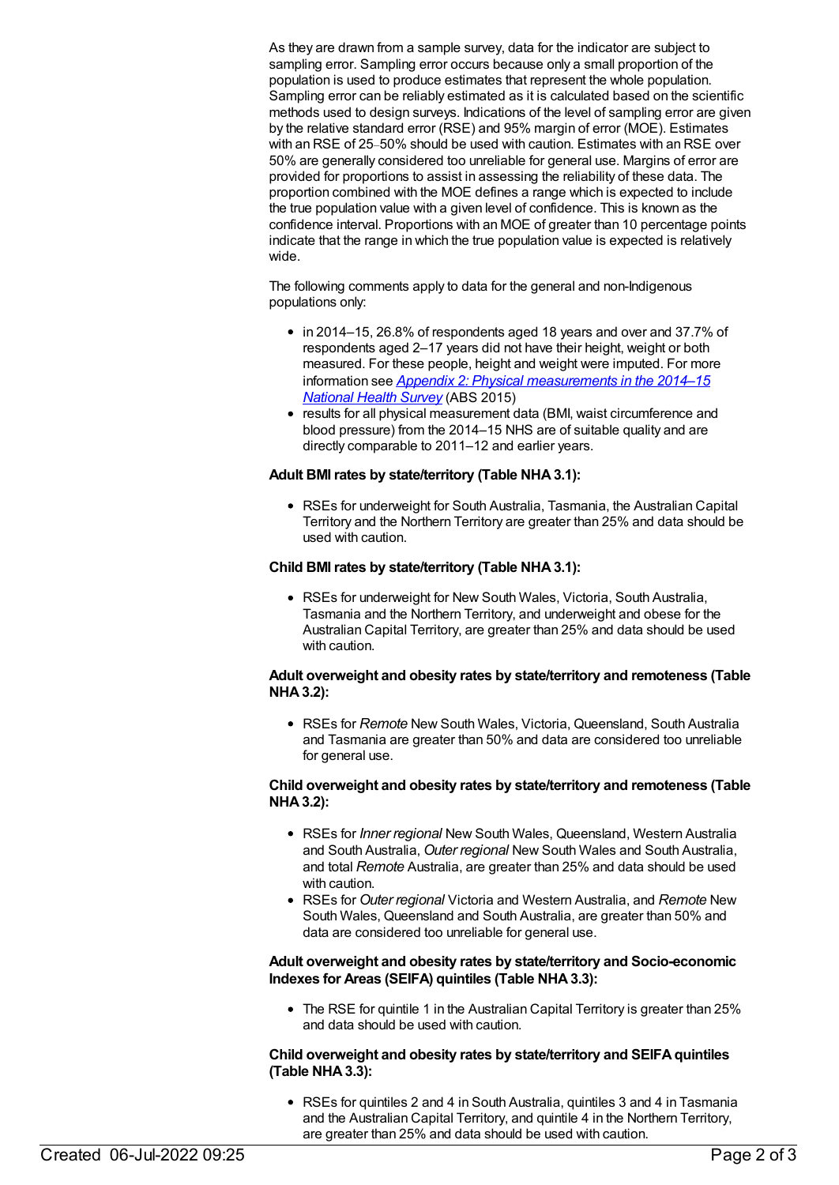As they are drawn from a sample survey, data for the indicator are subject to sampling error. Sampling error occurs because only a small proportion of the population is used to produce estimates that represent the whole population. Sampling error can be reliably estimated as it is calculated based on the scientific methods used to design surveys. Indications of the level of sampling error are given by the relative standard error (RSE) and 95% margin of error (MOE). Estimates with an RSE of 25–50% should be used with caution. Estimates with an RSE over 50% are generally considered too unreliable for general use. Margins of error are provided for proportions to assist in assessing the reliability of these data. The proportion combined with the MOE defines a range which is expected to include the true population value with a given level of confidence. This is known as the confidence interval. Proportions with an MOE of greater than 10 percentage points indicate that the range in which the true population value is expected is relatively wide.

The following comments apply to data for the general and non-Indigenous populations only:

- in 2014–15, 26.8% of respondents aged 18 years and over and 37.7% of respondents aged 2–17 years did not have their height, weight or both measured. For these people, height and weight were imputed. For more information see *Appendix 2: Physical measurements in the 2014–15 National Health Survey* (ABS 2015)
- results for all physical measurement data (BMI, waist circumference and blood pressure) from the 2014–15 NHS are of suitable quality and are directly comparable to 2011–12 and earlier years.

**Adult BMI rates by state/territory (Table NHA 3.1):**

- RSEs for underweight for South Australia, Tasmania, the Australian Capital Territory and the Northern Territory are greater than 25% and data should be used with caution.

**Child BMI rates by state/territory (Table NHA 3.1):**

- RSEs for underweight for New South Wales, Victoria, South Australia, Tasmania and the Northern Territory, and underweight and obese for the Australian Capital Territory, are greater than 25% and data should be used with caution.

**Adult overweight and obesity rates by state/territory and remoteness (Table NHA 3.2):**

- RSEs for *Remote* New South Wales, Victoria, Queensland, South Australia and Tasmania are greater than 50% and data are considered too unreliable for general use.

**Child overweight and obesity rates by state/territory and remoteness (Table NHA 3.2):**

- RSEs for *Inner regional* New South Wales, Queensland, Western Australia and South Australia, *Outer regional* New South Wales and South Australia, and total *Remote* Australia, are greater than 25% and data should be used with caution.
- RSEs for *Outer regional* Victoria and Western Australia, and *Remote* New South Wales, Queensland and South Australia, are greater than 50% and data are considered too unreliable for general use.

**Adult overweight and obesity rates by state/territory and Socio-economic Indexes for Areas (SEIFA) quintiles (Table NHA 3.3):**

- The RSE for quintile 1 in the Australian Capital Territory is greater than 25% and data should be used with caution.

**Child overweight and obesity rates by state/territory and SEIFA quintiles (Table NHA 3.3):**

- RSEs for quintiles 2 and 4 in South Australia, quintiles 3 and 4 in Tasmania and the Australian Capital Territory, and quintile 4 in the Northern Territory, are greater than 25% and data should be used with caution.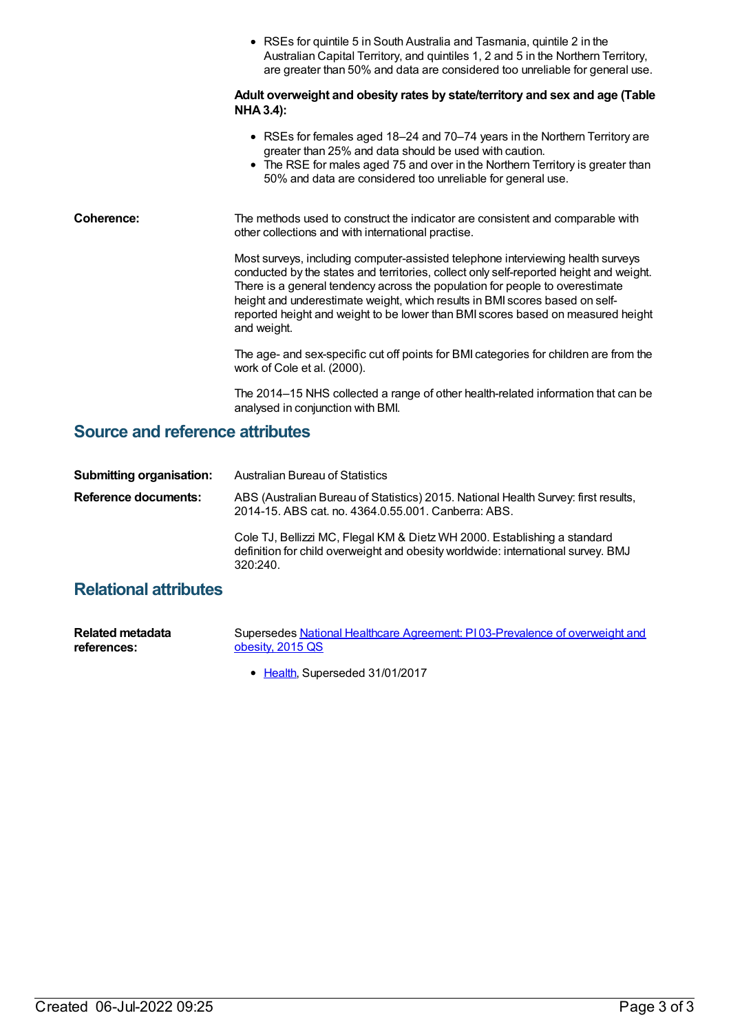- RSEs for quintile 5 in South Australia and Tasmania, quintile 2 in the Australian Capital Territory, and quintiles 1, 2 and 5 in the Northern Territory, are greater than 50% and data are considered too unreliable for general use.

**Adult overweight and obesity rates by state/territory and sex and age (Table NHA 3.4):**

- RSEs for females aged 18–24 and 70–74 years in the Northern Territory are greater than 25% and data should be used with caution.
- The RSE for males aged 75 and over in the Northern Territory is greater than 50% and data are considered too unreliable for general use.

**Coherence:**

The methods used to construct the indicator are consistent and comparable with other collections and with international practise.

Most surveys, including computer-assisted telephone interviewing health surveys conducted by the states and territories, collect only self-reported height and weight. There is a general tendency across the population for people to overestimate height and underestimate weight, which results in BMI scores based on self-reported height and weight to be lower than BMI scores based on measured height and weight.

The age- and sex-specific cut off points for BMI categories for children are from the work of Cole et al. (2000).

The 2014–15 NHS collected a range of other health-related information that can be analysed in conjunction with BMI.

## Source and reference attributes

**Submitting organisation:** Australian Bureau of Statistics

**Reference documents:**

ABS (Australian Bureau of Statistics) 2015. National Health Survey: first results, 2014-15. ABS cat. no. 4364.0.55.001. Canberra: ABS.

Cole TJ, Bellizzi MC, Flegal KM & Dietz WH 2000. Establishing a standard definition for child overweight and obesity worldwide: international survey. BMJ 320:240.

## Relational attributes

**Related metadata references:**

Supersedes National Healthcare Agreement: PI 03-Prevalence of overweight and obesity, 2015 QS

- Health, Superseded 31/01/2017